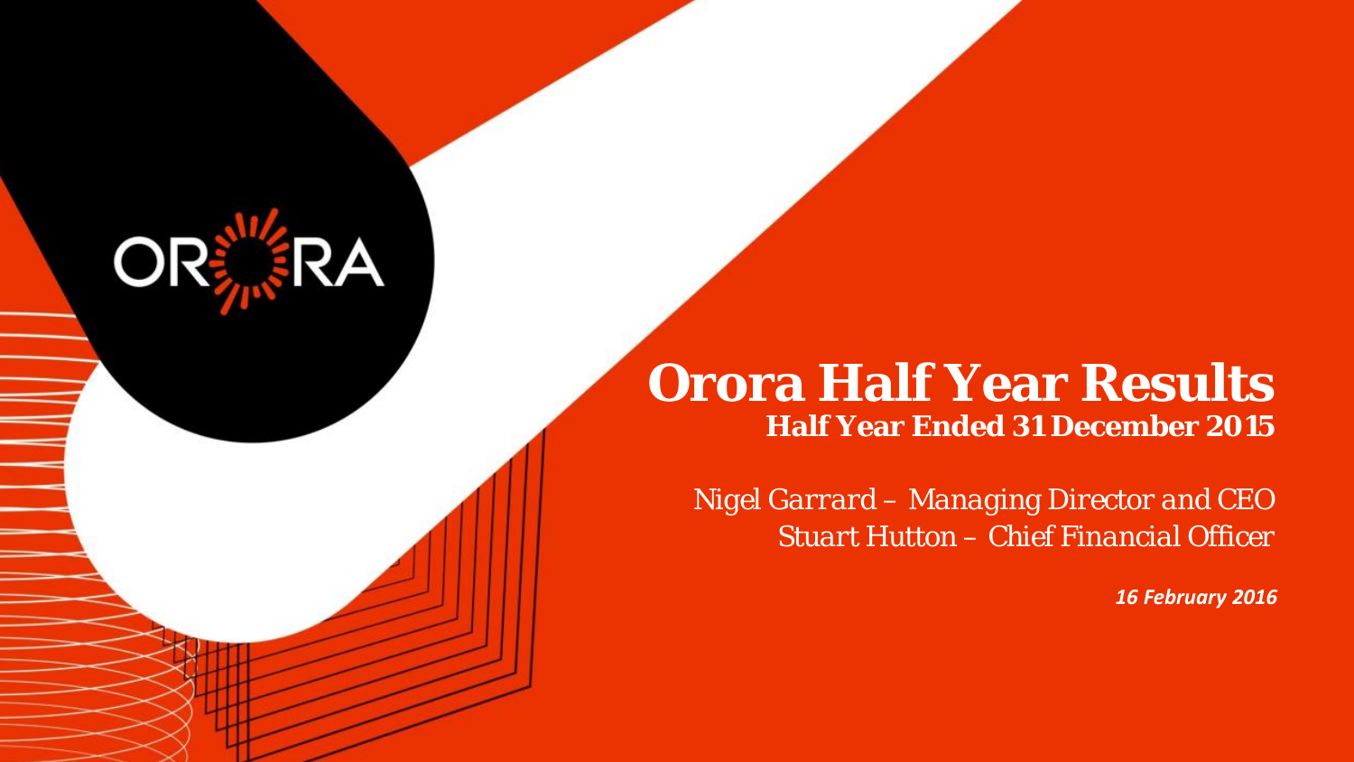# Orora Half Year Results

## Half Year Ended 31 December 2015

*Nigel Garrard – Managing Director and CEO*
*Stuart Hutton – Chief Financial Officer*

***16 February 2016***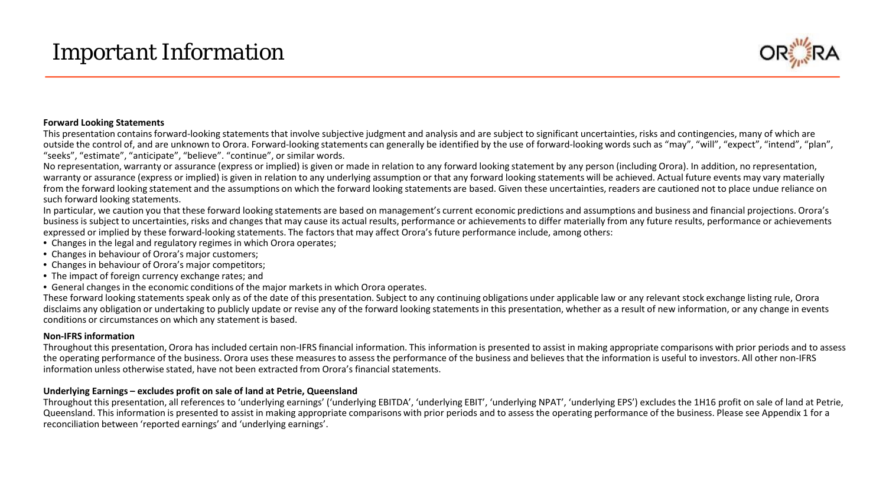# Important Information

**Forward Looking Statements**

This presentation contains forward-looking statements that involve subjective judgment and analysis and are subject to significant uncertainties, risks and contingencies, many of which are outside the control of, and are unknown to Orora. Forward-looking statements can generally be identified by the use of forward-looking words such as "may", "will", "expect", "intend", "plan", "seeks", "estimate", "anticipate", "believe". "continue", or similar words.

No representation, warranty or assurance (express or implied) is given or made in relation to any forward looking statement by any person (including Orora). In addition, no representation, warranty or assurance (express or implied) is given in relation to any underlying assumption or that any forward looking statements will be achieved. Actual future events may vary materially from the forward looking statement and the assumptions on which the forward looking statements are based. Given these uncertainties, readers are cautioned not to place undue reliance on such forward looking statements.

In particular, we caution you that these forward looking statements are based on management's current economic predictions and assumptions and business and financial projections. Orora's business is subject to uncertainties, risks and changes that may cause its actual results, performance or achievements to differ materially from any future results, performance or achievements expressed or implied by these forward-looking statements. The factors that may affect Orora's future performance include, among others:

- Changes in the legal and regulatory regimes in which Orora operates;
- Changes in behaviour of Orora's major customers;
- Changes in behaviour of Orora's major competitors;
- The impact of foreign currency exchange rates; and
- General changes in the economic conditions of the major markets in which Orora operates.

These forward looking statements speak only as of the date of this presentation. Subject to any continuing obligations under applicable law or any relevant stock exchange listing rule, Orora disclaims any obligation or undertaking to publicly update or revise any of the forward looking statements in this presentation, whether as a result of new information, or any change in events conditions or circumstances on which any statement is based.

**Non-IFRS information**

Throughout this presentation, Orora has included certain non-IFRS financial information. This information is presented to assist in making appropriate comparisons with prior periods and to assess the operating performance of the business. Orora uses these measures to assess the performance of the business and believes that the information is useful to investors. All other non-IFRS information unless otherwise stated, have not been extracted from Orora's financial statements.

**Underlying Earnings – excludes profit on sale of land at Petrie, Queensland**

Throughout this presentation, all references to 'underlying earnings' ('underlying EBITDA', 'underlying EBIT', 'underlying NPAT', 'underlying EPS') excludes the 1H16 profit on sale of land at Petrie, Queensland. This information is presented to assist in making appropriate comparisons with prior periods and to assess the operating performance of the business. Please see Appendix 1 for a reconciliation between 'reported earnings' and 'underlying earnings'.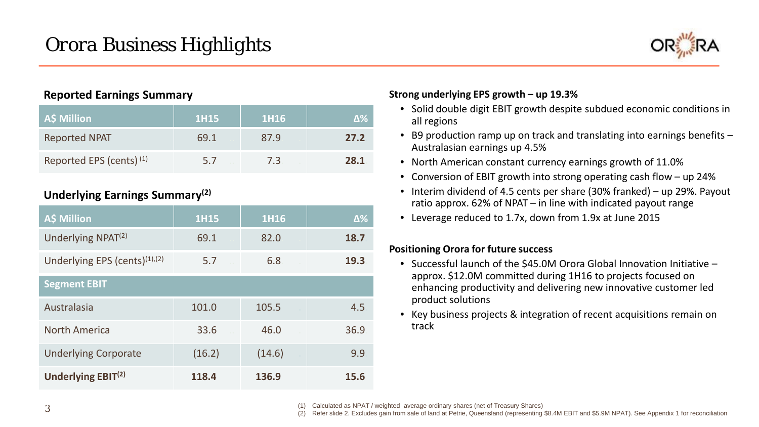# Orora Business Highlights

### Reported Earnings Summary

| A$ Million | 1H15 | 1H16 | Δ% |
|---|---|---|---|
| Reported NPAT | 69.1 | 87.9 | **27.2** |
| Reported EPS (cents) [1] | 5.7 | 7.3 | **28.1** |

### Underlying Earnings Summary[2]

| A$ Million | 1H15 | 1H16 | Δ% |
|---|---|---|---|
| Underlying NPAT[2] | 69.1 | 82.0 | **18.7** |
| Underlying EPS (cents)[1],[2] | 5.7 | 6.8 | **19.3** |
| **Segment EBIT** | | | |
| Australasia | 101.0 | 105.5 | 4.5 |
| North America | 33.6 | 46.0 | 36.9 |
| Underlying Corporate | (16.2) | (14.6) | 9.9 |
| **Underlying EBIT[2]** | **118.4** | **136.9** | **15.6** |

**Strong underlying EPS growth – up 19.3%**

- Solid double digit EBIT growth despite subdued economic conditions in all regions
- B9 production ramp up on track and translating into earnings benefits – Australasian earnings up 4.5%
- North American constant currency earnings growth of 11.0%
- Conversion of EBIT growth into strong operating cash flow – up 24%
- Interim dividend of 4.5 cents per share (30% franked) – up 29%. Payout ratio approx. 62% of NPAT – in line with indicated payout range
- Leverage reduced to 1.7x, down from 1.9x at June 2015

**Positioning Orora for future success**

- Successful launch of the $45.0M Orora Global Innovation Initiative – approx. $12.0M committed during 1H16 to projects focused on enhancing productivity and delivering new innovative customer led product solutions
- Key business projects & integration of recent acquisitions remain on track

(1) Calculated as NPAT / weighted average ordinary shares (net of Treasury Shares)
(2) Refer slide 2. Excludes gain from sale of land at Petrie, Queensland (representing $8.4M EBIT and $5.9M NPAT). See Appendix 1 for reconciliation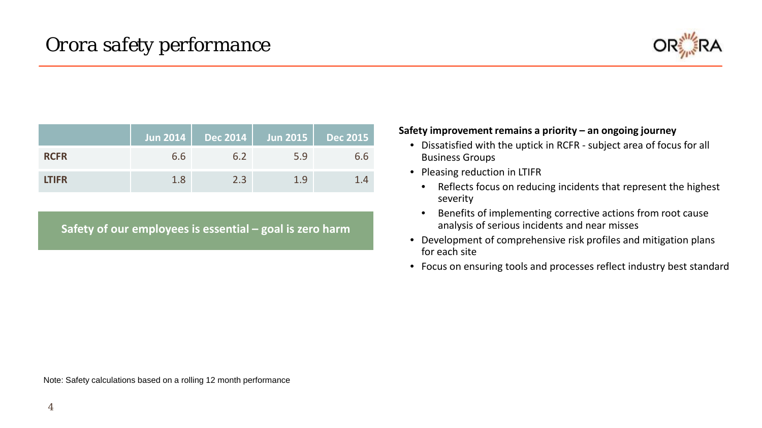# Orora safety performance

| | Jun 2014 | Dec 2014 | Jun 2015 | Dec 2015 |
|---|---|---|---|---|
| **RCFR** | 6.6 | 6.2 | 5.9 | 6.6 |
| **LTIFR** | 1.8 | 2.3 | 1.9 | 1.4 |

**Safety of our employees is essential – goal is zero harm**

**Safety improvement remains a priority – an ongoing journey**

- Dissatisfied with the uptick in RCFR - subject area of focus for all Business Groups
- Pleasing reduction in LTIFR
  - Reflects focus on reducing incidents that represent the highest severity
  - Benefits of implementing corrective actions from root cause analysis of serious incidents and near misses
- Development of comprehensive risk profiles and mitigation plans for each site
- Focus on ensuring tools and processes reflect industry best standard

Note: Safety calculations based on a rolling 12 month performance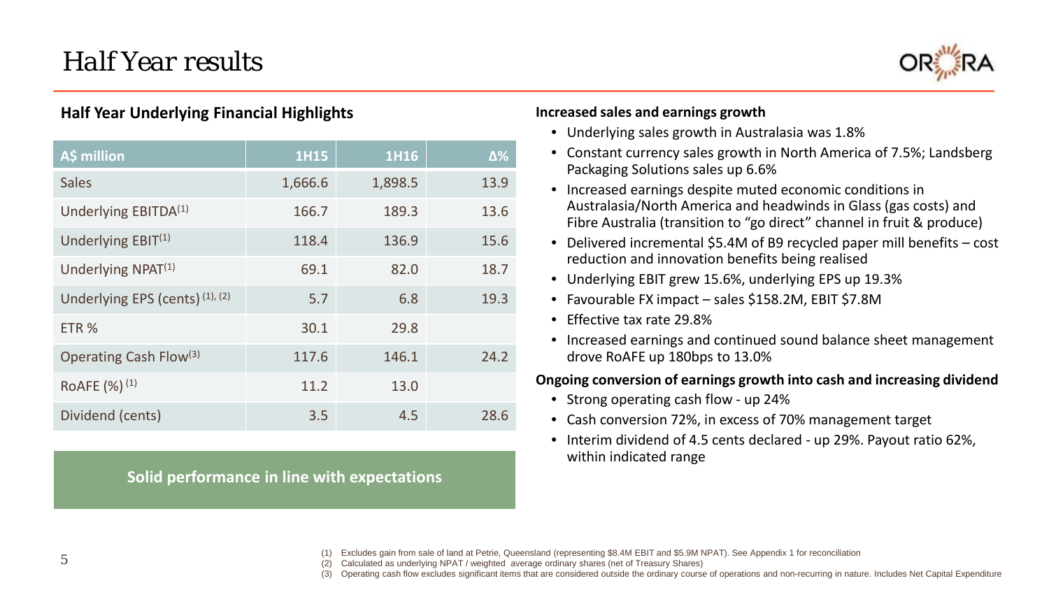# Half Year results

## Half Year Underlying Financial Highlights

| A$ million | 1H15 | 1H16 | Δ% |
|---|---|---|---|
| Sales | 1,666.6 | 1,898.5 | 13.9 |
| Underlying EBITDA[1] | 166.7 | 189.3 | 13.6 |
| Underlying EBIT[1] | 118.4 | 136.9 | 15.6 |
| Underlying NPAT[1] | 69.1 | 82.0 | 18.7 |
| Underlying EPS (cents) [1], [2] | 5.7 | 6.8 | 19.3 |
| ETR % | 30.1 | 29.8 | |
| Operating Cash Flow[3] | 117.6 | 146.1 | 24.2 |
| RoAFE (%) [1] | 11.2 | 13.0 | |
| Dividend (cents) | 3.5 | 4.5 | 28.6 |

**Solid performance in line with expectations**

**Increased sales and earnings growth**

- Underlying sales growth in Australasia was 1.8%
- Constant currency sales growth in North America of 7.5%; Landsberg Packaging Solutions sales up 6.6%
- Increased earnings despite muted economic conditions in Australasia/North America and headwinds in Glass (gas costs) and Fibre Australia (transition to "go direct" channel in fruit & produce)
- Delivered incremental $5.4M of B9 recycled paper mill benefits – cost reduction and innovation benefits being realised
- Underlying EBIT grew 15.6%, underlying EPS up 19.3%
- Favourable FX impact – sales $158.2M, EBIT $7.8M
- Effective tax rate 29.8%
- Increased earnings and continued sound balance sheet management drove RoAFE up 180bps to 13.0%

**Ongoing conversion of earnings growth into cash and increasing dividend**

- Strong operating cash flow - up 24%
- Cash conversion 72%, in excess of 70% management target
- Interim dividend of 4.5 cents declared - up 29%. Payout ratio 62%, within indicated range

(1) Excludes gain from sale of land at Petrie, Queensland (representing $8.4M EBIT and $5.9M NPAT). See Appendix 1 for reconciliation
(2) Calculated as underlying NPAT / weighted average ordinary shares (net of Treasury Shares)
(3) Operating cash flow excludes significant items that are considered outside the ordinary course of operations and non-recurring in nature. Includes Net Capital Expenditure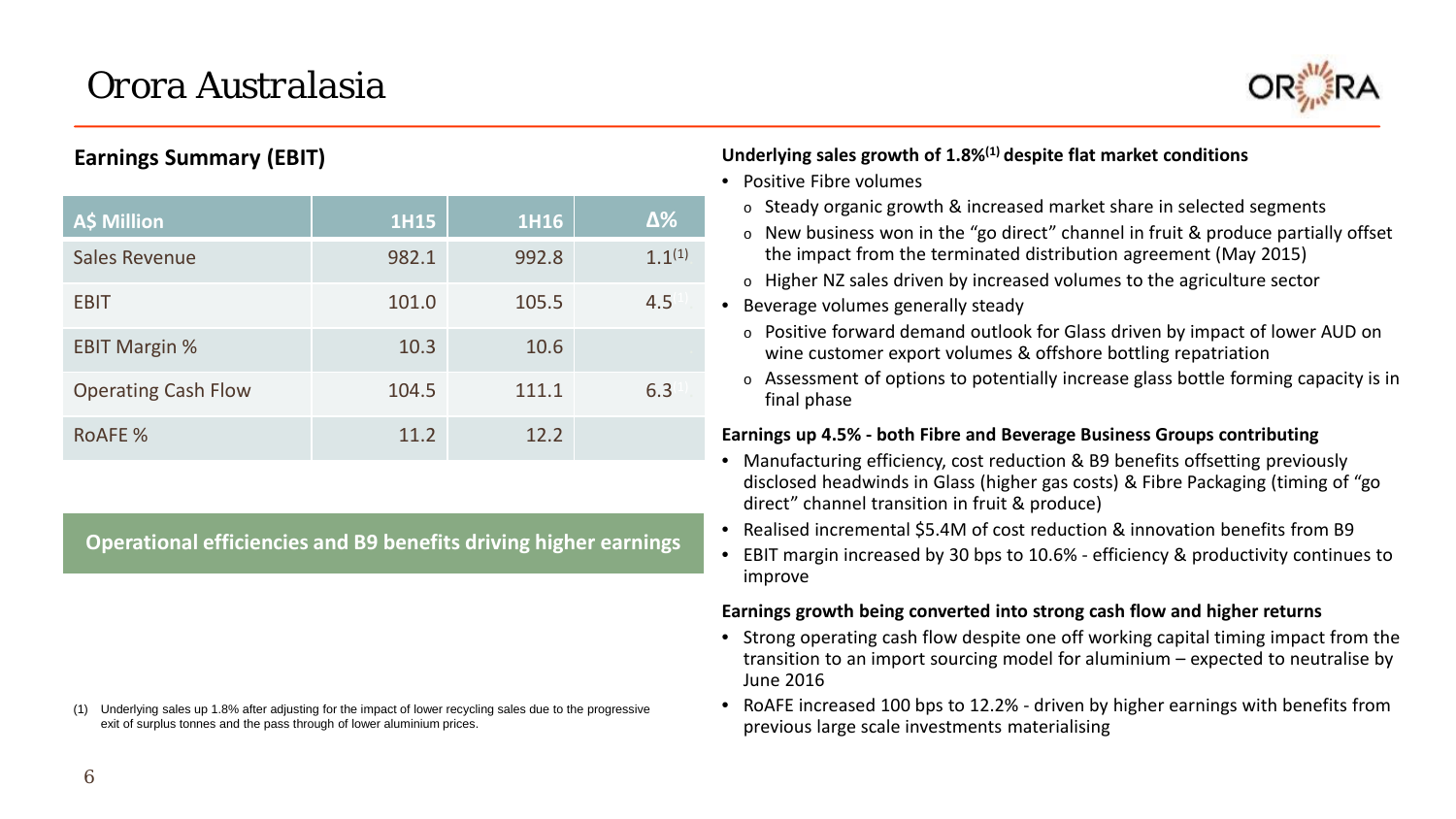# Orora Australasia

## Earnings Summary (EBIT)

| A$ Million | 1H15 | 1H16 | Δ% |
|---|---|---|---|
| Sales Revenue | 982.1 | 992.8 | 1.1[1] |
| EBIT | 101.0 | 105.5 | 4.5 |
| EBIT Margin % | 10.3 | 10.6 | |
| Operating Cash Flow | 104.5 | 111.1 | 6.3 |
| RoAFE % | 11.2 | 12.2 | |

**Operational efficiencies and B9 benefits driving higher earnings**

(1) Underlying sales up 1.8% after adjusting for the impact of lower recycling sales due to the progressive exit of surplus tonnes and the pass through of lower aluminium prices.

**Underlying sales growth of 1.8%[1] despite flat market conditions**

- Positive Fibre volumes
  - Steady organic growth & increased market share in selected segments
  - New business won in the "go direct" channel in fruit & produce partially offset the impact from the terminated distribution agreement (May 2015)
  - Higher NZ sales driven by increased volumes to the agriculture sector
- Beverage volumes generally steady
  - Positive forward demand outlook for Glass driven by impact of lower AUD on wine customer export volumes & offshore bottling repatriation
  - Assessment of options to potentially increase glass bottle forming capacity is in final phase

**Earnings up 4.5% - both Fibre and Beverage Business Groups contributing**

- Manufacturing efficiency, cost reduction & B9 benefits offsetting previously disclosed headwinds in Glass (higher gas costs) & Fibre Packaging (timing of "go direct" channel transition in fruit & produce)
- Realised incremental $5.4M of cost reduction & innovation benefits from B9
- EBIT margin increased by 30 bps to 10.6% - efficiency & productivity continues to improve

**Earnings growth being converted into strong cash flow and higher returns**

- Strong operating cash flow despite one off working capital timing impact from the transition to an import sourcing model for aluminium – expected to neutralise by June 2016
- RoAFE increased 100 bps to 12.2% - driven by higher earnings with benefits from previous large scale investments materialising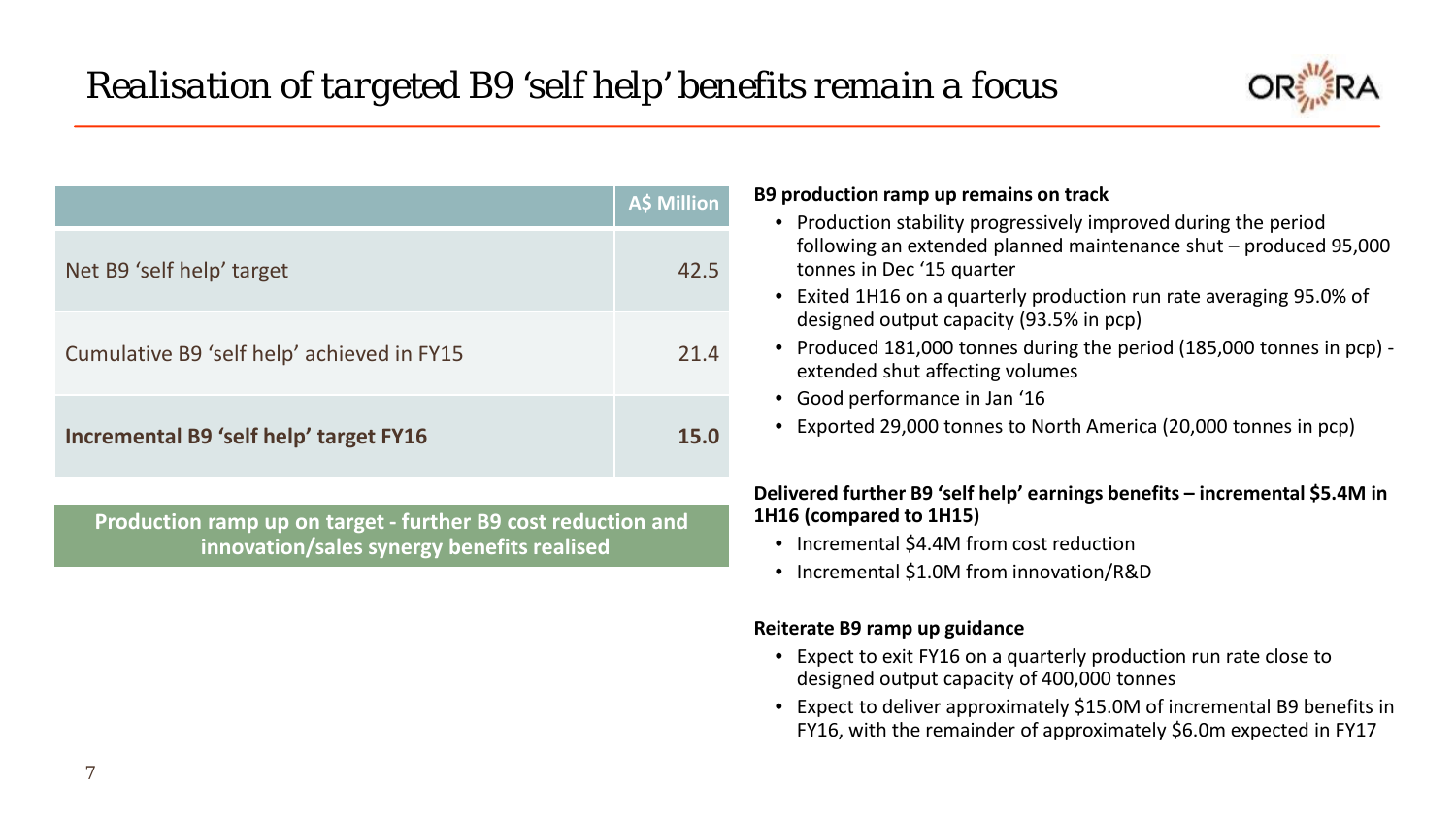# Realisation of targeted B9 'self help' benefits remain a focus

| | A$ Million |
|---|---|
| Net B9 'self help' target | 42.5 |
| Cumulative B9 'self help' achieved in FY15 | 21.4 |
| **Incremental B9 'self help' target FY16** | **15.0** |

**Production ramp up on target - further B9 cost reduction and innovation/sales synergy benefits realised**

**B9 production ramp up remains on track**

- Production stability progressively improved during the period following an extended planned maintenance shut – produced 95,000 tonnes in Dec '15 quarter
- Exited 1H16 on a quarterly production run rate averaging 95.0% of designed output capacity (93.5% in pcp)
- Produced 181,000 tonnes during the period (185,000 tonnes in pcp) - extended shut affecting volumes
- Good performance in Jan '16
- Exported 29,000 tonnes to North America (20,000 tonnes in pcp)

**Delivered further B9 'self help' earnings benefits – incremental $5.4M in 1H16 (compared to 1H15)**

- Incremental $4.4M from cost reduction
- Incremental $1.0M from innovation/R&D

**Reiterate B9 ramp up guidance**

- Expect to exit FY16 on a quarterly production run rate close to designed output capacity of 400,000 tonnes
- Expect to deliver approximately $15.0M of incremental B9 benefits in FY16, with the remainder of approximately $6.0m expected in FY17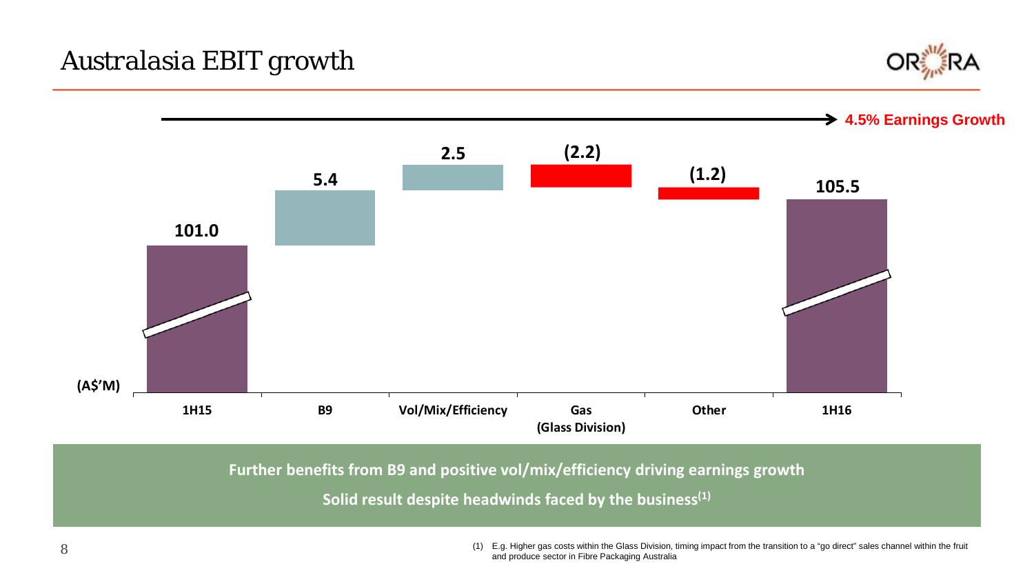# Australasia EBIT growth

4.5% Earnings Growth

| (A$'M) | 1H15 | B9 | Vol/Mix/Efficiency | Gas (Glass Division) | Other | 1H16 |
|---|---|---|---|---|---|---|
| | 101.0 | 5.4 | 2.5 | (2.2) | (1.2) | 105.5 |

**Further benefits from B9 and positive vol/mix/efficiency driving earnings growth**

**Solid result despite headwinds faced by the business[1]**

(1) E.g. Higher gas costs within the Glass Division, timing impact from the transition to a "go direct" sales channel within the fruit and produce sector in Fibre Packaging Australia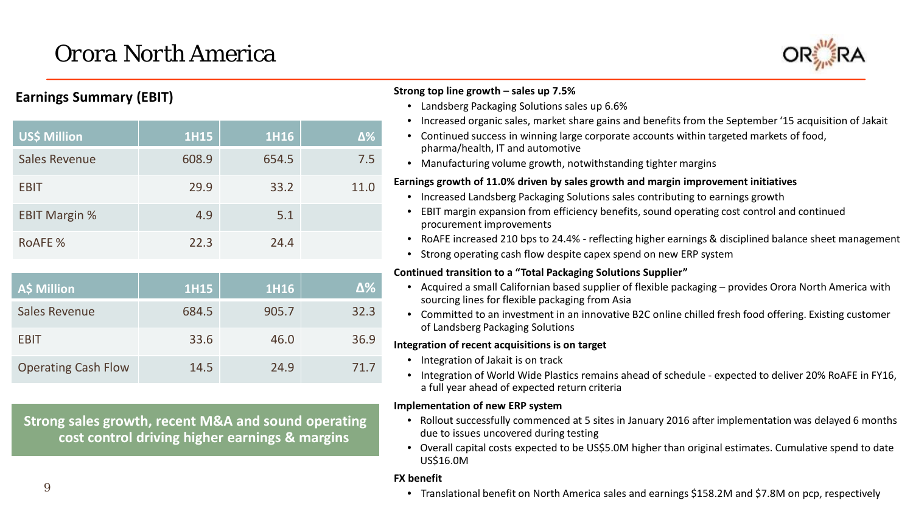# Orora North America

## Earnings Summary (EBIT)

| US$ Million | 1H15 | 1H16 | Δ% |
|---|---|---|---|
| Sales Revenue | 608.9 | 654.5 | 7.5 |
| EBIT | 29.9 | 33.2 | 11.0 |
| EBIT Margin % | 4.9 | 5.1 | |
| RoAFE % | 22.3 | 24.4 | |

| A$ Million | 1H15 | 1H16 | Δ% |
|---|---|---|---|
| Sales Revenue | 684.5 | 905.7 | 32.3 |
| EBIT | 33.6 | 46.0 | 36.9 |
| Operating Cash Flow | 14.5 | 24.9 | 71.7 |

**Strong sales growth, recent M&A and sound operating cost control driving higher earnings & margins**

**Strong top line growth – sales up 7.5%**

- Landsberg Packaging Solutions sales up 6.6%
- Increased organic sales, market share gains and benefits from the September '15 acquisition of Jakait
- Continued success in winning large corporate accounts within targeted markets of food, pharma/health, IT and automotive
- Manufacturing volume growth, notwithstanding tighter margins

**Earnings growth of 11.0% driven by sales growth and margin improvement initiatives**

- Increased Landsberg Packaging Solutions sales contributing to earnings growth
- EBIT margin expansion from efficiency benefits, sound operating cost control and continued procurement improvements
- RoAFE increased 210 bps to 24.4% - reflecting higher earnings & disciplined balance sheet management
- Strong operating cash flow despite capex spend on new ERP system

**Continued transition to a "Total Packaging Solutions Supplier"**

- Acquired a small Californian based supplier of flexible packaging – provides Orora North America with sourcing lines for flexible packaging from Asia
- Committed to an investment in an innovative B2C online chilled fresh food offering. Existing customer of Landsberg Packaging Solutions

**Integration of recent acquisitions is on target**

- Integration of Jakait is on track
- Integration of World Wide Plastics remains ahead of schedule - expected to deliver 20% RoAFE in FY16, a full year ahead of expected return criteria

**Implementation of new ERP system**

- Rollout successfully commenced at 5 sites in January 2016 after implementation was delayed 6 months due to issues uncovered during testing
- Overall capital costs expected to be US$5.0M higher than original estimates. Cumulative spend to date US$16.0M

**FX benefit**

- Translational benefit on North America sales and earnings $158.2M and $7.8M on pcp, respectively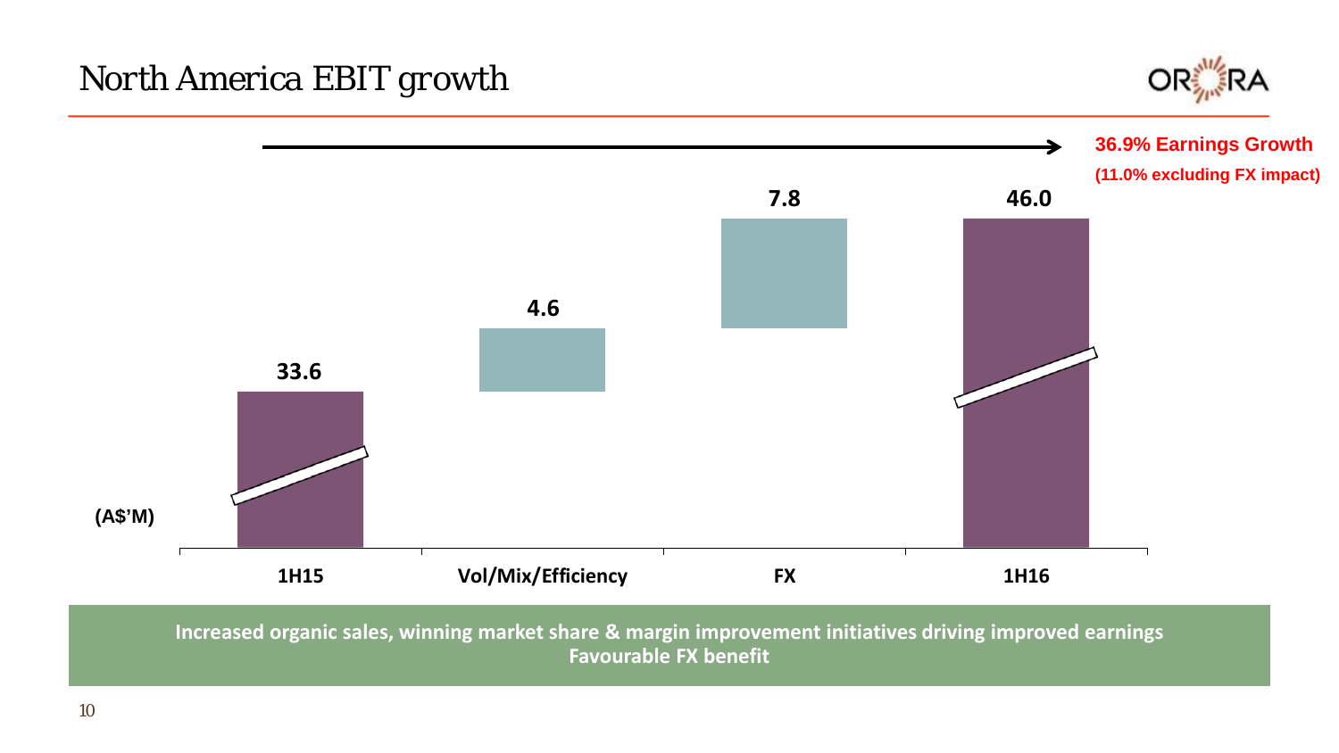# North America EBIT growth

**36.9% Earnings Growth**

**(11.0% excluding FX impact)**

(A$'M)

| 1H15 | Vol/Mix/Efficiency | FX | 1H16 |
|---|---|---|---|
| 33.6 | 4.6 | 7.8 | 46.0 |

**Increased organic sales, winning market share & margin improvement initiatives driving improved earnings**
**Favourable FX benefit**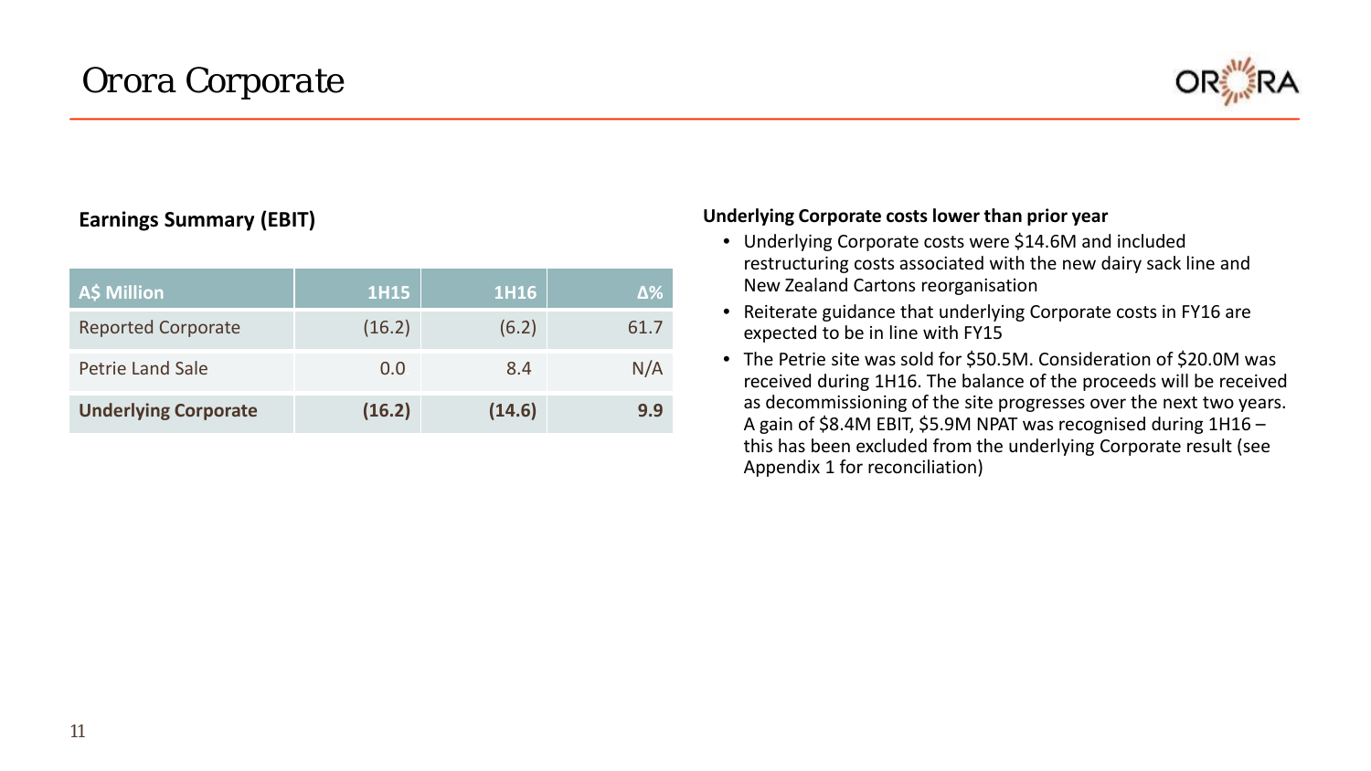# Orora Corporate

### Earnings Summary (EBIT)

| A$ Million | 1H15 | 1H16 | Δ% |
|---|---|---|---|
| Reported Corporate | (16.2) | (6.2) | 61.7 |
| Petrie Land Sale | 0.0 | 8.4 | N/A |
| **Underlying Corporate** | **(16.2)** | **(14.6)** | **9.9** |

**Underlying Corporate costs lower than prior year**

- Underlying Corporate costs were $14.6M and included restructuring costs associated with the new dairy sack line and New Zealand Cartons reorganisation
- Reiterate guidance that underlying Corporate costs in FY16 are expected to be in line with FY15
- The Petrie site was sold for $50.5M. Consideration of $20.0M was received during 1H16. The balance of the proceeds will be received as decommissioning of the site progresses over the next two years. A gain of $8.4M EBIT, $5.9M NPAT was recognised during 1H16 – this has been excluded from the underlying Corporate result (see Appendix 1 for reconciliation)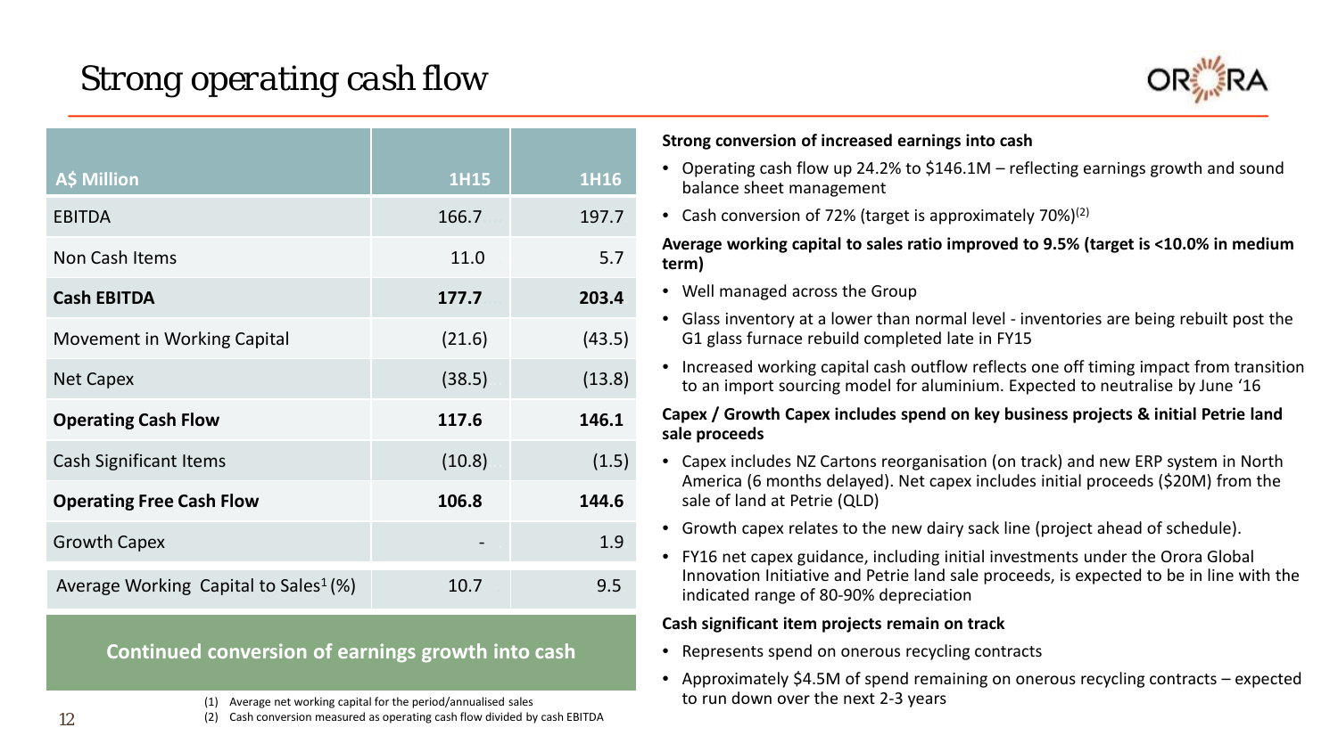# Strong operating cash flow

| A$ Million | 1H15 | 1H16 |
|---|---|---|
| EBITDA | 166.7 | 197.7 |
| Non Cash Items | 11.0 | 5.7 |
| **Cash EBITDA** | **177.7** | **203.4** |
| Movement in Working Capital | (21.6) | (43.5) |
| Net Capex | (38.5) | (13.8) |
| **Operating Cash Flow** | **117.6** | **146.1** |
| Cash Significant Items | (10.8) | (1.5) |
| **Operating Free Cash Flow** | **106.8** | **144.6** |
| Growth Capex | - | 1.9 |
| Average Working Capital to Sales[1] (%) | 10.7 | 9.5 |

**Continued conversion of earnings growth into cash**

(1) Average net working capital for the period/annualised sales
(2) Cash conversion measured as operating cash flow divided by cash EBITDA

**Strong conversion of increased earnings into cash**

- Operating cash flow up 24.2% to $146.1M – reflecting earnings growth and sound balance sheet management
- Cash conversion of 72% (target is approximately 70%)[2]

**Average working capital to sales ratio improved to 9.5% (target is <10.0% in medium term)**

- Well managed across the Group
- Glass inventory at a lower than normal level - inventories are being rebuilt post the G1 glass furnace rebuild completed late in FY15
- Increased working capital cash outflow reflects one off timing impact from transition to an import sourcing model for aluminium. Expected to neutralise by June '16

**Capex / Growth Capex includes spend on key business projects & initial Petrie land sale proceeds**

- Capex includes NZ Cartons reorganisation (on track) and new ERP system in North America (6 months delayed). Net capex includes initial proceeds ($20M) from the sale of land at Petrie (QLD)
- Growth capex relates to the new dairy sack line (project ahead of schedule).
- FY16 net capex guidance, including initial investments under the Orora Global Innovation Initiative and Petrie land sale proceeds, is expected to be in line with the indicated range of 80-90% depreciation

**Cash significant item projects remain on track**

- Represents spend on onerous recycling contracts
- Approximately $4.5M of spend remaining on onerous recycling contracts – expected to run down over the next 2-3 years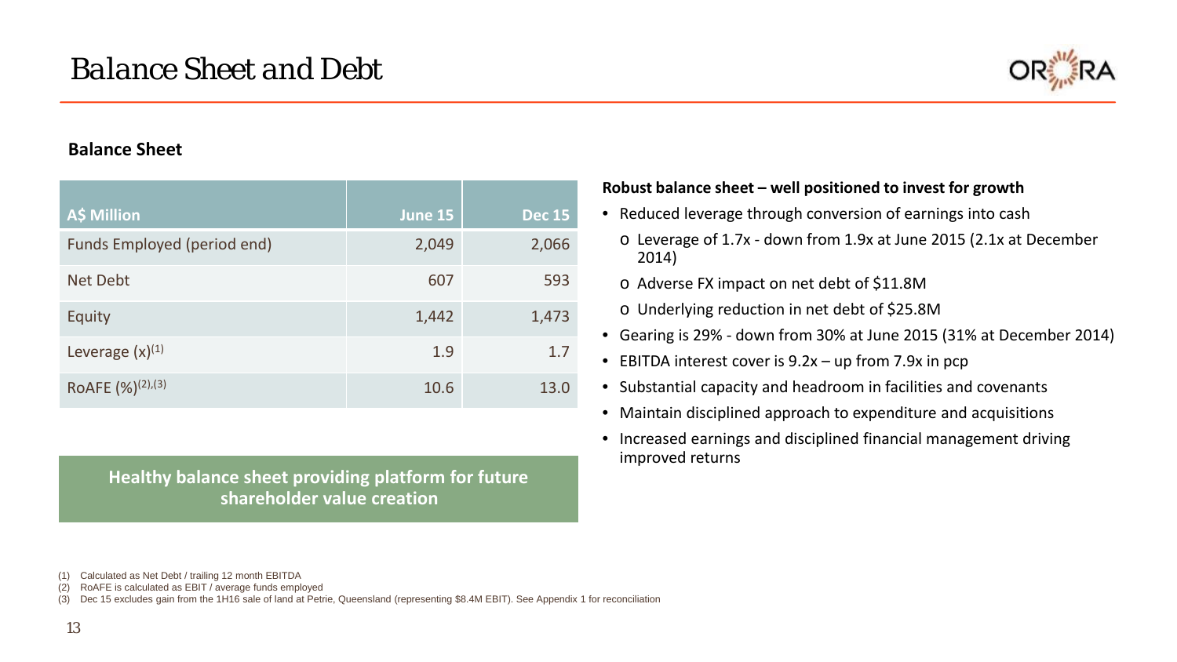# Balance Sheet and Debt

### Balance Sheet

| A$ Million | June 15 | Dec 15 |
|---|---|---|
| Funds Employed (period end) | 2,049 | 2,066 |
| Net Debt | 607 | 593 |
| Equity | 1,442 | 1,473 |
| Leverage (x)[1] | 1.9 | 1.7 |
| RoAFE (%)[2],[3] | 10.6 | 13.0 |

**Healthy balance sheet providing platform for future shareholder value creation**

**Robust balance sheet – well positioned to invest for growth**

- Reduced leverage through conversion of earnings into cash
  - Leverage of 1.7x - down from 1.9x at June 2015 (2.1x at December 2014)
  - Adverse FX impact on net debt of $11.8M
  - Underlying reduction in net debt of $25.8M
- Gearing is 29% - down from 30% at June 2015 (31% at December 2014)
- EBITDA interest cover is 9.2x – up from 7.9x in pcp
- Substantial capacity and headroom in facilities and covenants
- Maintain disciplined approach to expenditure and acquisitions
- Increased earnings and disciplined financial management driving improved returns

(1) Calculated as Net Debt / trailing 12 month EBITDA
(2) RoAFE is calculated as EBIT / average funds employed
(3) Dec 15 excludes gain from the 1H16 sale of land at Petrie, Queensland (representing $8.4M EBIT). See Appendix 1 for reconciliation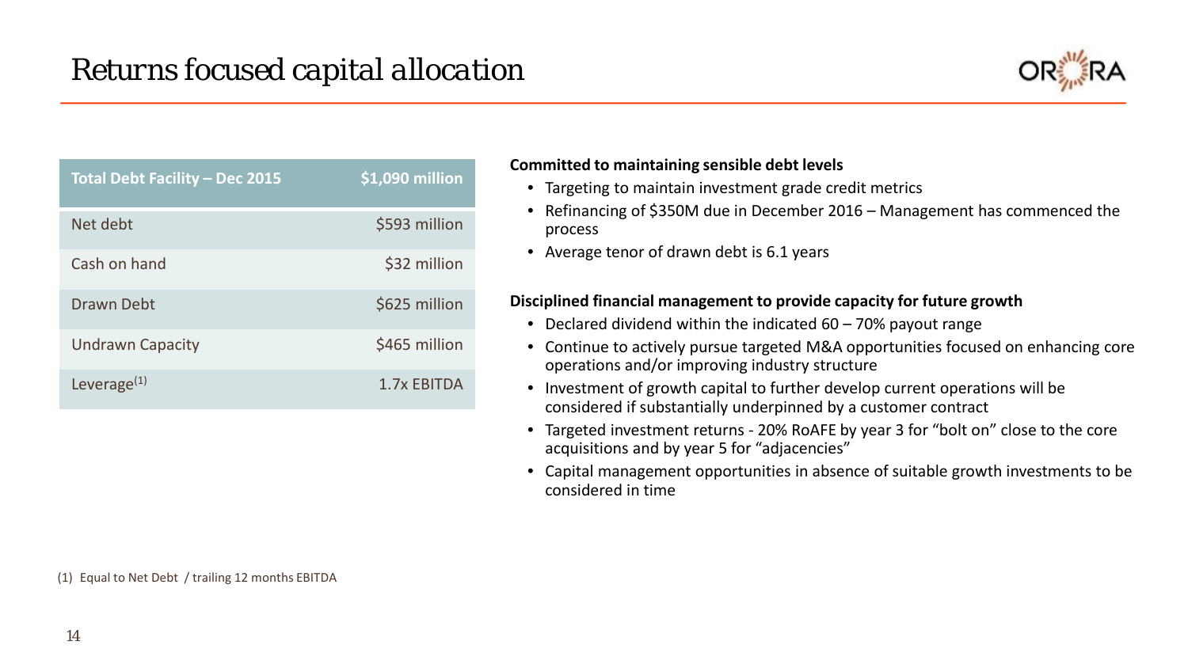# Returns focused capital allocation

| Total Debt Facility – Dec 2015 | $1,090 million |
|---|---|
| Net debt | $593 million |
| Cash on hand | $32 million |
| Drawn Debt | $625 million |
| Undrawn Capacity | $465 million |
| Leverage[1] | 1.7x EBITDA |

**Committed to maintaining sensible debt levels**

- Targeting to maintain investment grade credit metrics
- Refinancing of $350M due in December 2016 – Management has commenced the process
- Average tenor of drawn debt is 6.1 years

**Disciplined financial management to provide capacity for future growth**

- Declared dividend within the indicated 60 – 70% payout range
- Continue to actively pursue targeted M&A opportunities focused on enhancing core operations and/or improving industry structure
- Investment of growth capital to further develop current operations will be considered if substantially underpinned by a customer contract
- Targeted investment returns - 20% RoAFE by year 3 for "bolt on" close to the core acquisitions and by year 5 for "adjacencies"
- Capital management opportunities in absence of suitable growth investments to be considered in time

(1) Equal to Net Debt / trailing 12 months EBITDA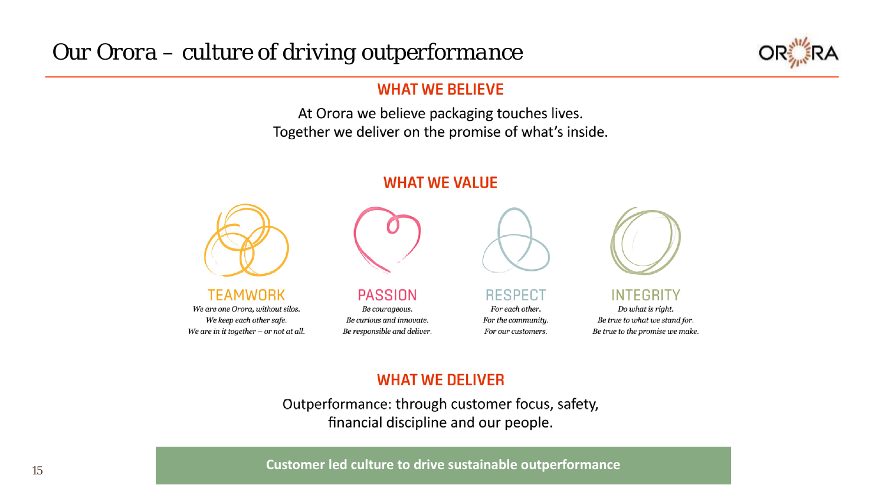# Our Orora – culture of driving outperformance

## WHAT WE BELIEVE

At Orora we believe packaging touches lives.
Together we deliver on the promise of what's inside.

## WHAT WE VALUE

### TEAMWORK

*We are one Orora, without silos.*
*We keep each other safe.*
*We are in it together – or not at all.*

### PASSION

*Be courageous.*
*Be curious and innovate.*
*Be responsible and deliver.*

### RESPECT

*For each other.*
*For the community.*
*For our customers.*

### INTEGRITY

*Do what is right.*
*Be true to what we stand for.*
*Be true to the promise we make.*

## WHAT WE DELIVER

Outperformance: through customer focus, safety, financial discipline and our people.

**Customer led culture to drive sustainable outperformance**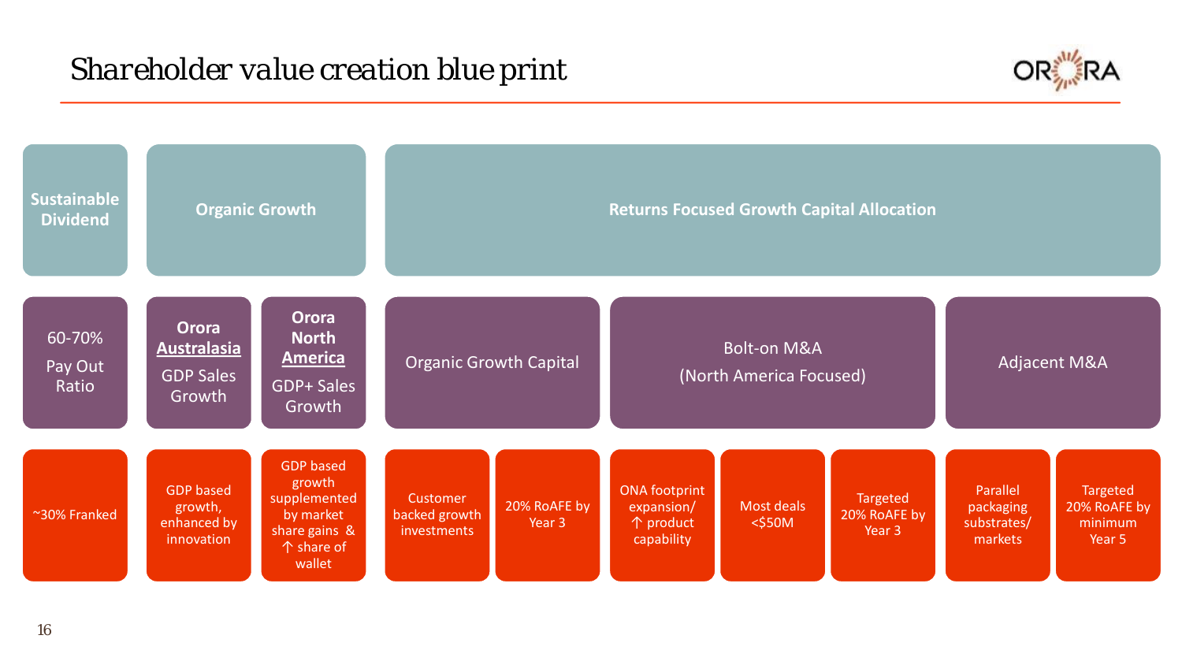# Shareholder value creation blue print

| Sustainable Dividend | Organic Growth | | Returns Focused Growth Capital Allocation | | | | | | |
|---|---|---|---|---|---|---|---|---|---|
| 60-70% Pay Out Ratio | **Orora Australasia** GDP Sales Growth | **Orora North America** GDP+ Sales Growth | Organic Growth Capital | | Bolt-on M&A (North America Focused) | | | Adjacent M&A | |
| ~30% Franked | GDP based growth, enhanced by innovation | GDP based growth supplemented by market share gains & ↑ share of wallet | Customer backed growth investments | 20% RoAFE by Year 3 | ONA footprint expansion/ ↑ product capability | Most deals <$50M | Targeted 20% RoAFE by Year 3 | Parallel packaging substrates/ markets | Targeted 20% RoAFE by minimum Year 5 |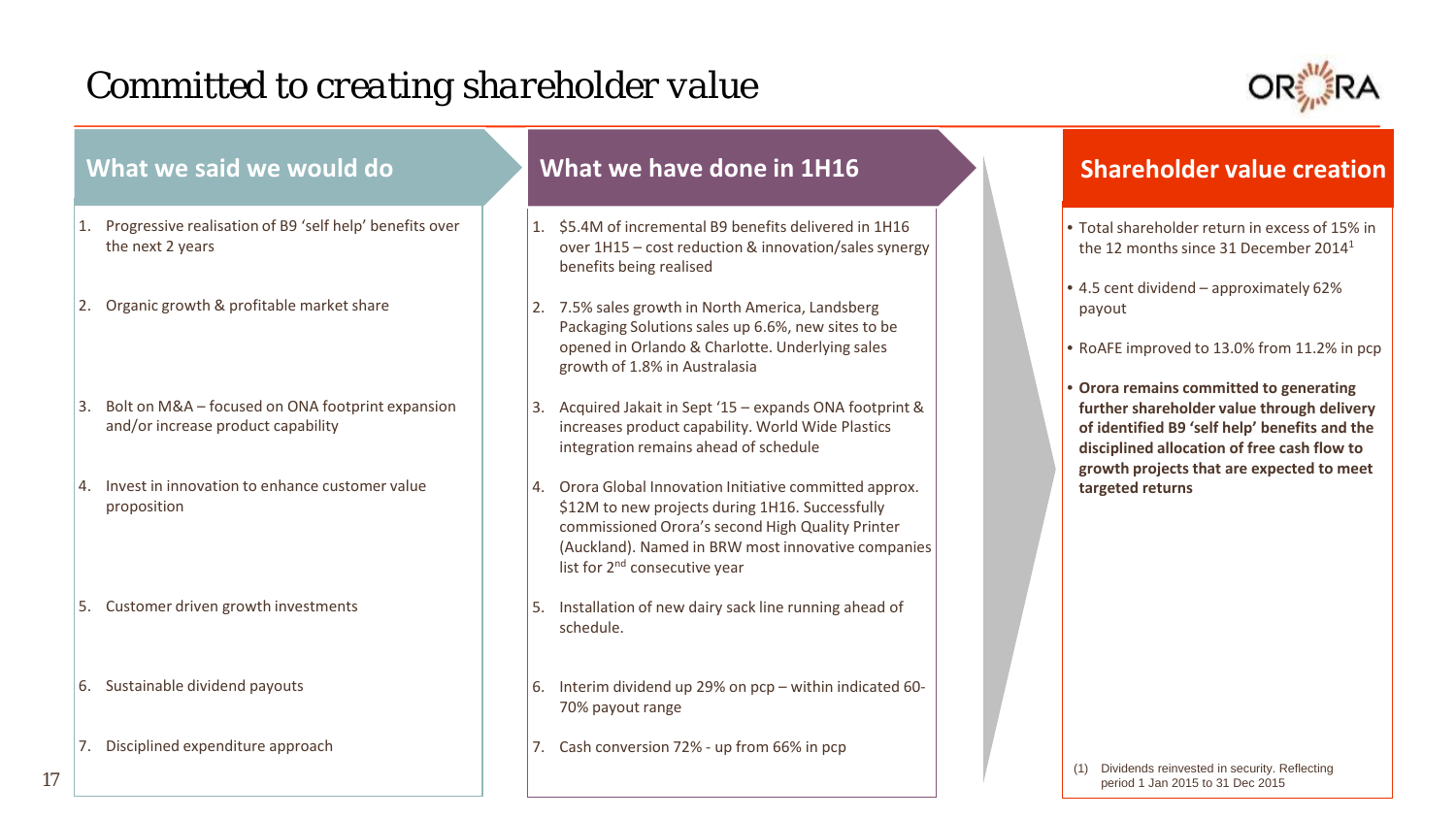# Committed to creating shareholder value

## What we said we would do

1. Progressive realisation of B9 'self help' benefits over the next 2 years
2. Organic growth & profitable market share
3. Bolt on M&A – focused on ONA footprint expansion and/or increase product capability
4. Invest in innovation to enhance customer value proposition
5. Customer driven growth investments
6. Sustainable dividend payouts
7. Disciplined expenditure approach

## What we have done in 1H16

1. $5.4M of incremental B9 benefits delivered in 1H16 over 1H15 – cost reduction & innovation/sales synergy benefits being realised
2. 7.5% sales growth in North America, Landsberg Packaging Solutions sales up 6.6%, new sites to be opened in Orlando & Charlotte. Underlying sales growth of 1.8% in Australasia
3. Acquired Jakait in Sept '15 – expands ONA footprint & increases product capability. World Wide Plastics integration remains ahead of schedule
4. Orora Global Innovation Initiative committed approx. $12M to new projects during 1H16. Successfully commissioned Orora's second High Quality Printer (Auckland). Named in BRW most innovative companies list for 2nd consecutive year
5. Installation of new dairy sack line running ahead of schedule.
6. Interim dividend up 29% on pcp – within indicated 60-70% payout range
7. Cash conversion 72% - up from 66% in pcp

## Shareholder value creation

- Total shareholder return in excess of 15% in the 12 months since 31 December 2014[1]
- 4.5 cent dividend – approximately 62% payout
- RoAFE improved to 13.0% from 11.2% in pcp
- **Orora remains committed to generating further shareholder value through delivery of identified B9 'self help' benefits and the disciplined allocation of free cash flow to growth projects that are expected to meet targeted returns**

(1) Dividends reinvested in security. Reflecting period 1 Jan 2015 to 31 Dec 2015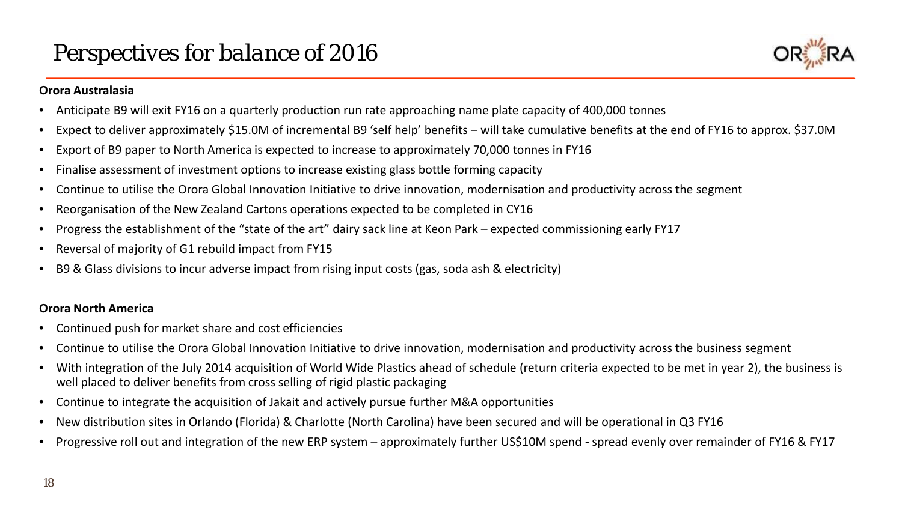# Perspectives for balance of 2016

**Orora Australasia**

- Anticipate B9 will exit FY16 on a quarterly production run rate approaching name plate capacity of 400,000 tonnes
- Expect to deliver approximately $15.0M of incremental B9 'self help' benefits – will take cumulative benefits at the end of FY16 to approx. $37.0M
- Export of B9 paper to North America is expected to increase to approximately 70,000 tonnes in FY16
- Finalise assessment of investment options to increase existing glass bottle forming capacity
- Continue to utilise the Orora Global Innovation Initiative to drive innovation, modernisation and productivity across the segment
- Reorganisation of the New Zealand Cartons operations expected to be completed in CY16
- Progress the establishment of the "state of the art" dairy sack line at Keon Park – expected commissioning early FY17
- Reversal of majority of G1 rebuild impact from FY15
- B9 & Glass divisions to incur adverse impact from rising input costs (gas, soda ash & electricity)

**Orora North America**

- Continued push for market share and cost efficiencies
- Continue to utilise the Orora Global Innovation Initiative to drive innovation, modernisation and productivity across the business segment
- With integration of the July 2014 acquisition of World Wide Plastics ahead of schedule (return criteria expected to be met in year 2), the business is well placed to deliver benefits from cross selling of rigid plastic packaging
- Continue to integrate the acquisition of Jakait and actively pursue further M&A opportunities
- New distribution sites in Orlando (Florida) & Charlotte (North Carolina) have been secured and will be operational in Q3 FY16
- Progressive roll out and integration of the new ERP system – approximately further US$10M spend - spread evenly over remainder of FY16 & FY17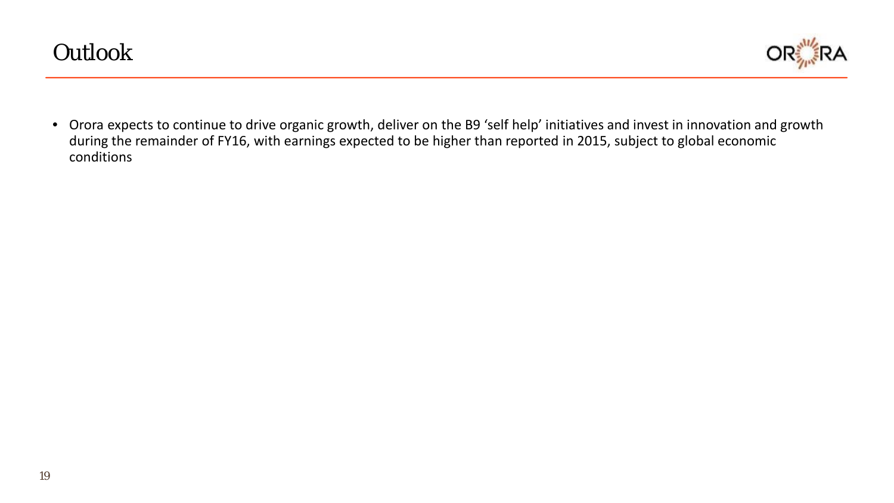# Outlook

- Orora expects to continue to drive organic growth, deliver on the B9 'self help' initiatives and invest in innovation and growth during the remainder of FY16, with earnings expected to be higher than reported in 2015, subject to global economic conditions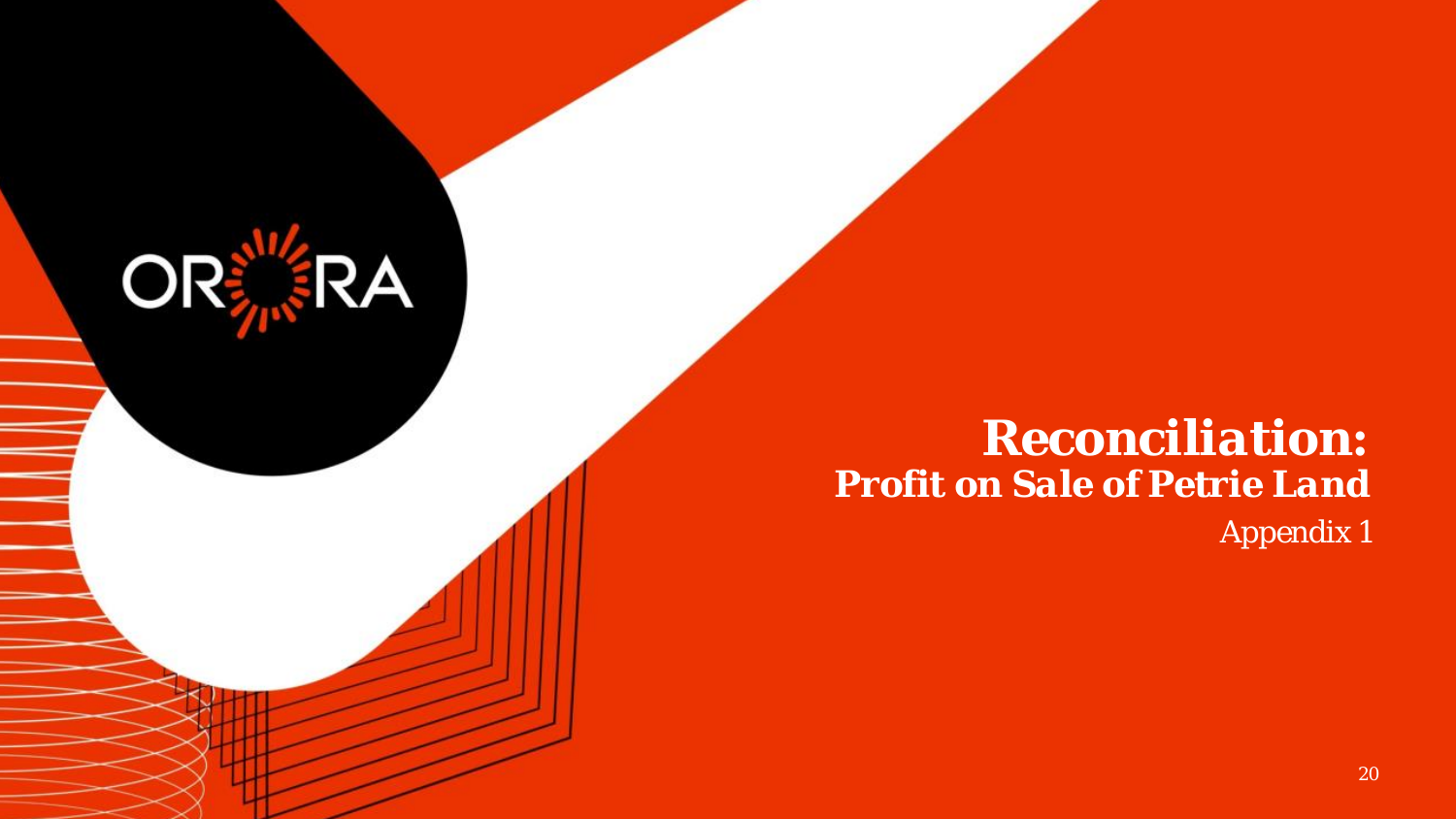# Reconciliation:

## Profit on Sale of Petrie Land

Appendix 1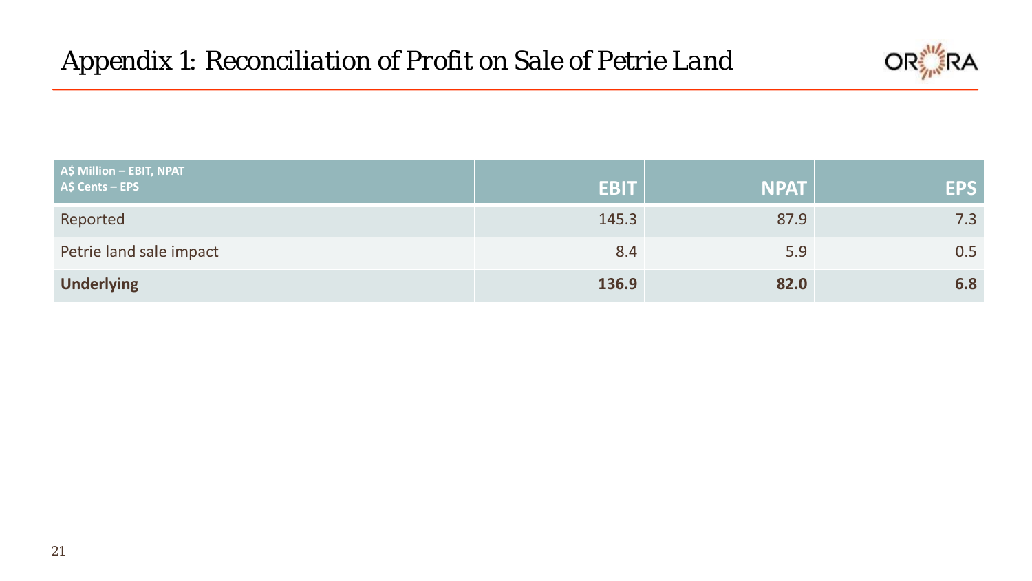# Appendix 1: Reconciliation of Profit on Sale of Petrie Land

| A$ Million – EBIT, NPAT<br>A$ Cents – EPS | EBIT | NPAT | EPS |
|---|---|---|---|
| Reported | 145.3 | 87.9 | 7.3 |
| Petrie land sale impact | 8.4 | 5.9 | 0.5 |
| **Underlying** | **136.9** | **82.0** | **6.8** |